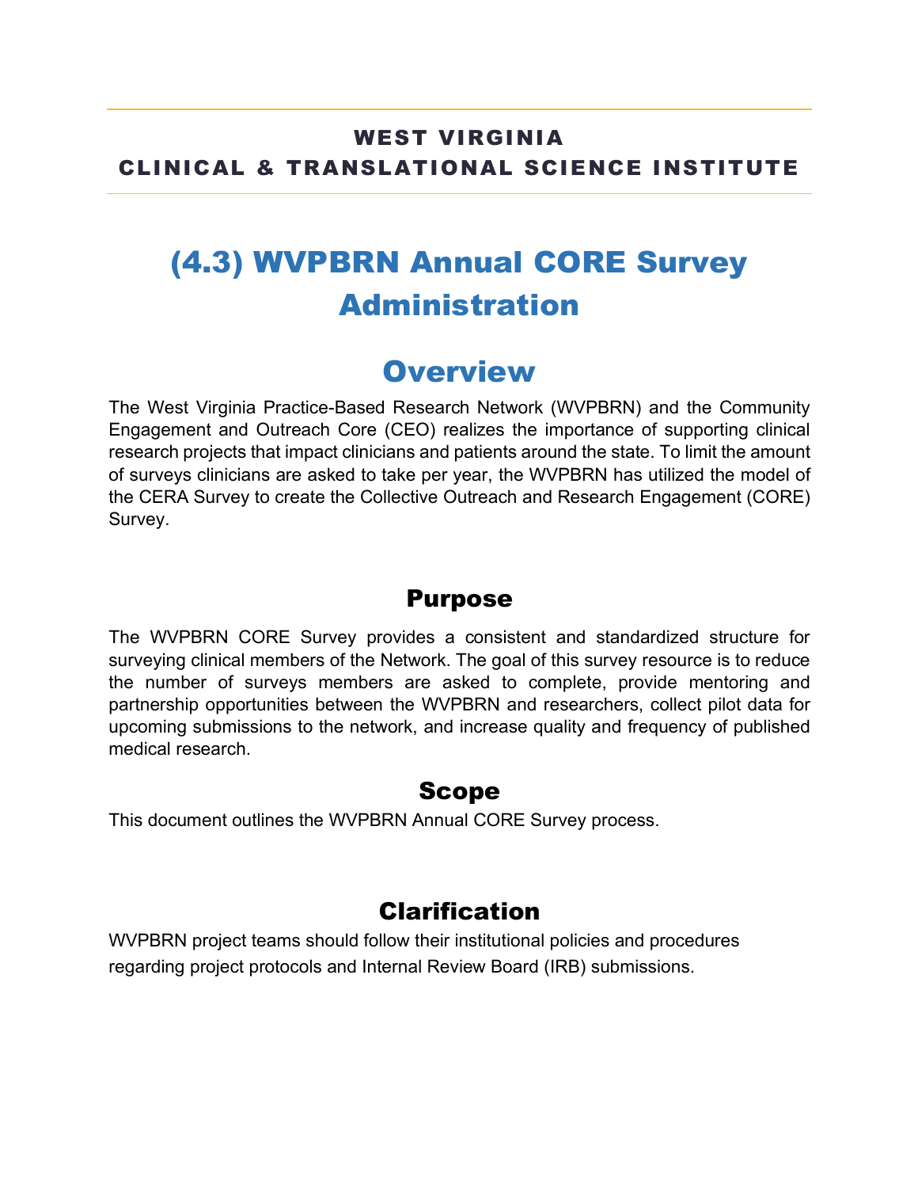**WEST VIRGINIA**
**CLINICAL & TRANSLATIONAL SCIENCE INSTITUTE**

# (4.3) WVPBRN Annual CORE Survey Administration

## Overview

The West Virginia Practice-Based Research Network (WVPBRN) and the Community Engagement and Outreach Core (CEO) realizes the importance of supporting clinical research projects that impact clinicians and patients around the state. To limit the amount of surveys clinicians are asked to take per year, the WVPBRN has utilized the model of the CERA Survey to create the Collective Outreach and Research Engagement (CORE) Survey.

### Purpose

The WVPBRN CORE Survey provides a consistent and standardized structure for surveying clinical members of the Network. The goal of this survey resource is to reduce the number of surveys members are asked to complete, provide mentoring and partnership opportunities between the WVPBRN and researchers, collect pilot data for upcoming submissions to the network, and increase quality and frequency of published medical research.

### Scope

This document outlines the WVPBRN Annual CORE Survey process.

### Clarification

WVPBRN project teams should follow their institutional policies and procedures regarding project protocols and Internal Review Board (IRB) submissions.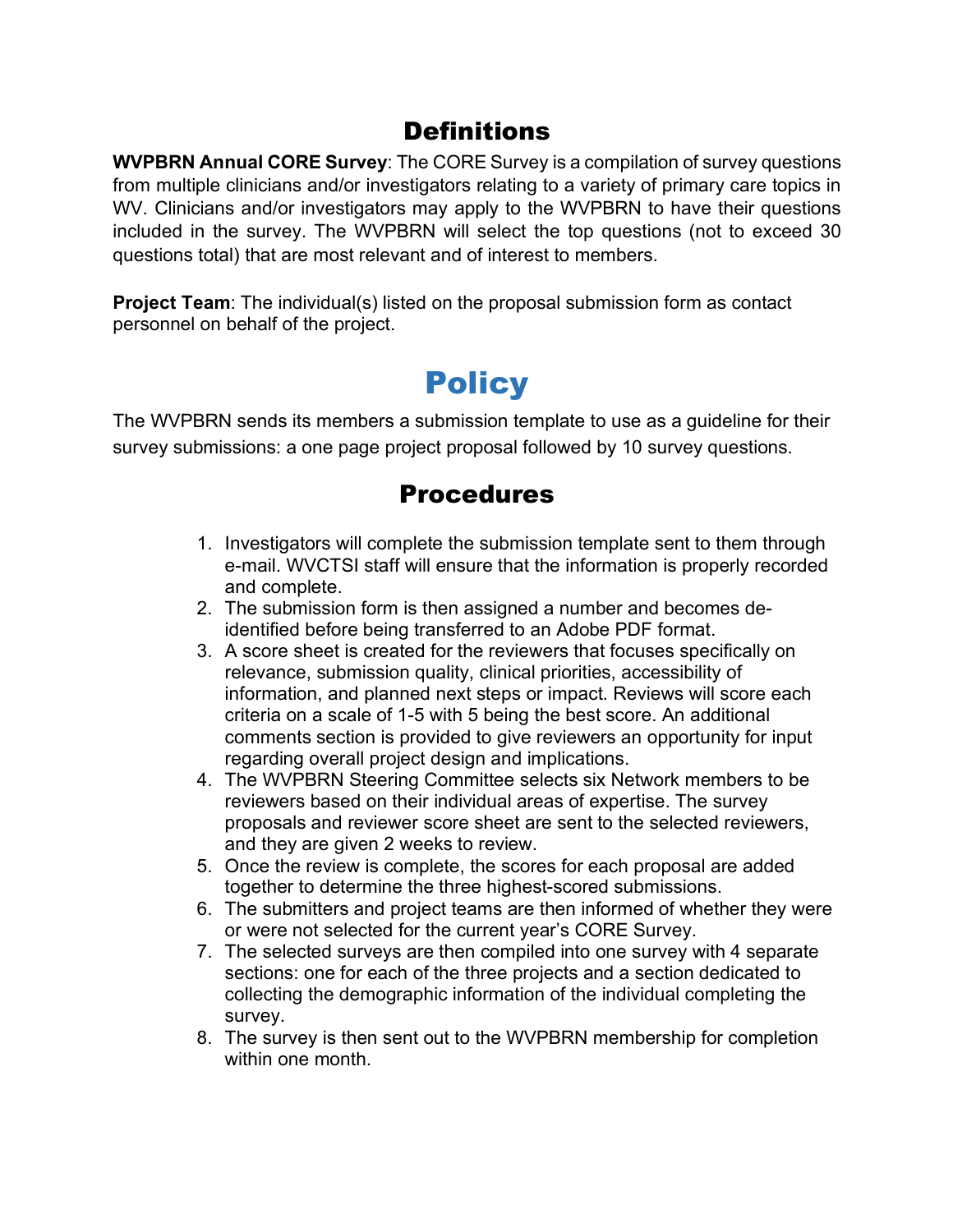## Definitions

**WVPBRN Annual CORE Survey**: The CORE Survey is a compilation of survey questions from multiple clinicians and/or investigators relating to a variety of primary care topics in WV. Clinicians and/or investigators may apply to the WVPBRN to have their questions included in the survey. The WVPBRN will select the top questions (not to exceed 30 questions total) that are most relevant and of interest to members.

**Project Team**: The individual(s) listed on the proposal submission form as contact personnel on behalf of the project.

# Policy

The WVPBRN sends its members a submission template to use as a guideline for their survey submissions: a one page project proposal followed by 10 survey questions.

## Procedures

1. Investigators will complete the submission template sent to them through e-mail. WVCTSI staff will ensure that the information is properly recorded and complete.
2. The submission form is then assigned a number and becomes de-identified before being transferred to an Adobe PDF format.
3. A score sheet is created for the reviewers that focuses specifically on relevance, submission quality, clinical priorities, accessibility of information, and planned next steps or impact. Reviews will score each criteria on a scale of 1-5 with 5 being the best score. An additional comments section is provided to give reviewers an opportunity for input regarding overall project design and implications.
4. The WVPBRN Steering Committee selects six Network members to be reviewers based on their individual areas of expertise. The survey proposals and reviewer score sheet are sent to the selected reviewers, and they are given 2 weeks to review.
5. Once the review is complete, the scores for each proposal are added together to determine the three highest-scored submissions.
6. The submitters and project teams are then informed of whether they were or were not selected for the current year's CORE Survey.
7. The selected surveys are then compiled into one survey with 4 separate sections: one for each of the three projects and a section dedicated to collecting the demographic information of the individual completing the survey.
8. The survey is then sent out to the WVPBRN membership for completion within one month.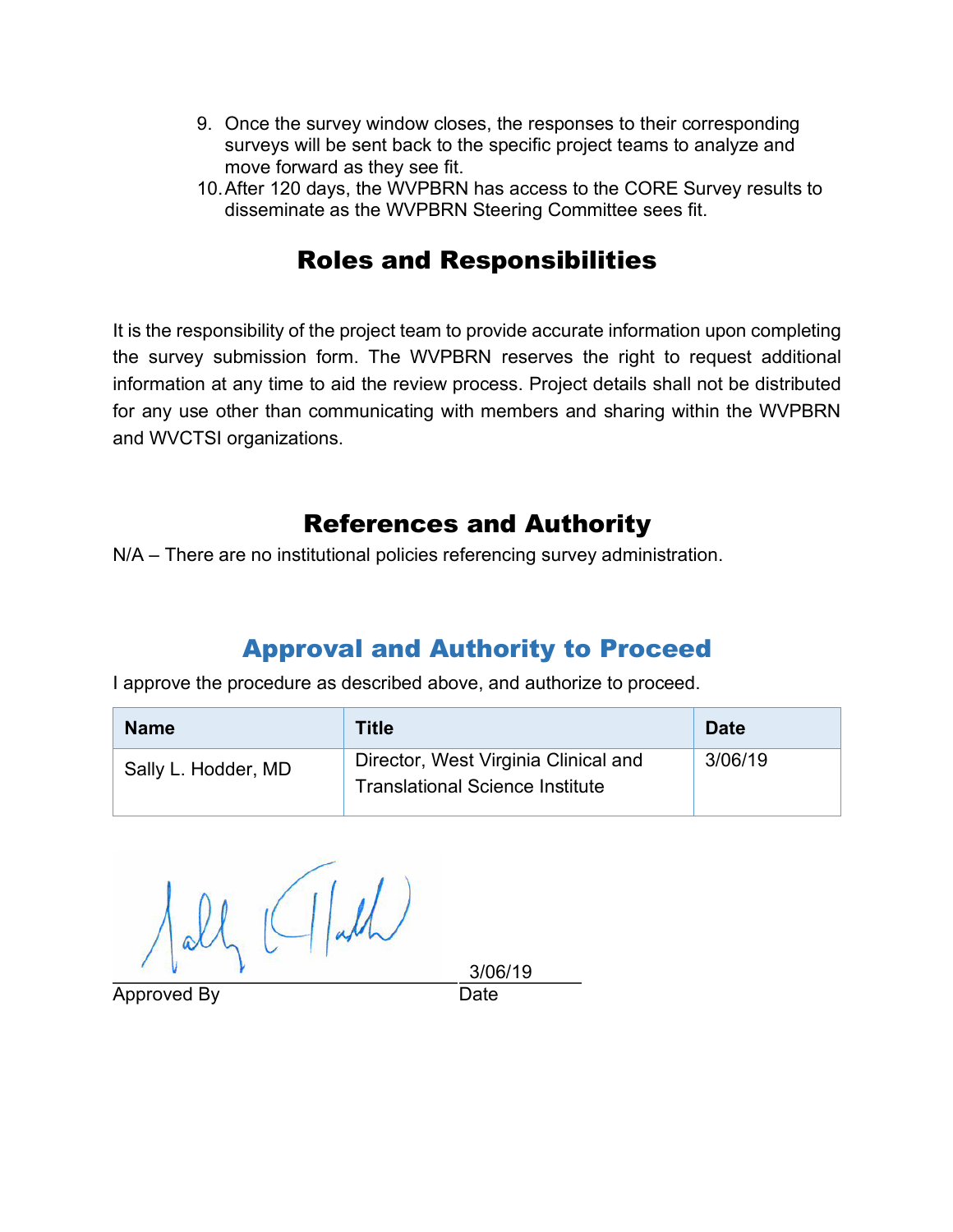9. Once the survey window closes, the responses to their corresponding surveys will be sent back to the specific project teams to analyze and move forward as they see fit.
10. After 120 days, the WVPBRN has access to the CORE Survey results to disseminate as the WVPBRN Steering Committee sees fit.

## Roles and Responsibilities

It is the responsibility of the project team to provide accurate information upon completing the survey submission form. The WVPBRN reserves the right to request additional information at any time to aid the review process. Project details shall not be distributed for any use other than communicating with members and sharing within the WVPBRN and WVCTSI organizations.

## References and Authority

N/A – There are no institutional policies referencing survey administration.

## Approval and Authority to Proceed

I approve the procedure as described above, and authorize to proceed.

| Name | Title | Date |
|---|---|---|
| Sally L. Hodder, MD | Director, West Virginia Clinical and Translational Science Institute | 3/06/19 |

Approved By ______________________ Date 3/06/19